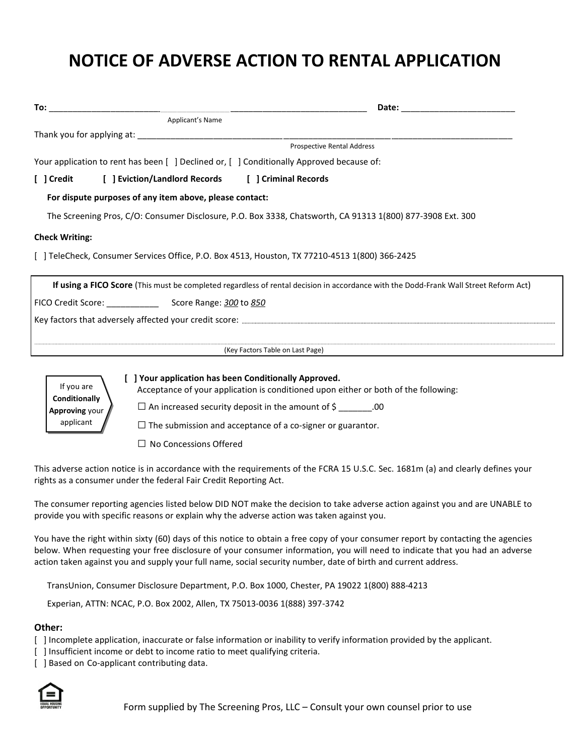# NOTICE OF ADVERSE ACTION TO RENTAL APPLICATION

**To:** ______________________________________________________ **Date:** ________________________

Applicant's Name

Thank you for applying at: ________________________________________________________________________________

Prospective Rental Address

Your application to rent has been [ ] Declined or, [ ] Conditionally Approved because of:

**[ ] Credit** **[ ] Eviction/Landlord Records** **[ ] Criminal Records**

**For dispute purposes of any item above, please contact:**

The Screening Pros, C/O: Consumer Disclosure, P.O. Box 3338, Chatsworth, CA 91313 1(800) 877-3908 Ext. 300

**Check Writing:**

[ ] TeleCheck, Consumer Services Office, P.O. Box 4513, Houston, TX 77210-4513 1(800) 366-2425

**If using a FICO Score** (This must be completed regardless of rental decision in accordance with the Dodd-Frank Wall Street Reform Act)

FICO Credit Score: ___________ Score Range: *300* to *850*

Key factors that adversely affected your credit score: ..........................................................................................

..........................................................................................................................................................

(Key Factors Table on Last Page)

If you are **Conditionally Approving** your applicant

**[ ] Your application has been Conditionally Approved.**

Acceptance of your application is conditioned upon either or both of the following:

☐ An increased security deposit in the amount of $ _______.00

☐ The submission and acceptance of a co-signer or guarantor.

☐ No Concessions Offered

This adverse action notice is in accordance with the requirements of the FCRA 15 U.S.C. Sec. 1681m (a) and clearly defines your rights as a consumer under the federal Fair Credit Reporting Act.

The consumer reporting agencies listed below DID NOT make the decision to take adverse action against you and are UNABLE to provide you with specific reasons or explain why the adverse action was taken against you.

You have the right within sixty (60) days of this notice to obtain a free copy of your consumer report by contacting the agencies below. When requesting your free disclosure of your consumer information, you will need to indicate that you had an adverse action taken against you and supply your full name, social security number, date of birth and current address.

TransUnion, Consumer Disclosure Department, P.O. Box 1000, Chester, PA 19022 1(800) 888-4213

Experian, ATTN: NCAC, P.O. Box 2002, Allen, TX 75013-0036 1(888) 397-3742

**Other:**

[ ] Incomplete application, inaccurate or false information or inability to verify information provided by the applicant.
[ ] Insufficient income or debt to income ratio to meet qualifying criteria.
[ ] Based on Co-applicant contributing data.

EQUAL HOUSING OPPORTUNITY

Form supplied by The Screening Pros, LLC – Consult your own counsel prior to use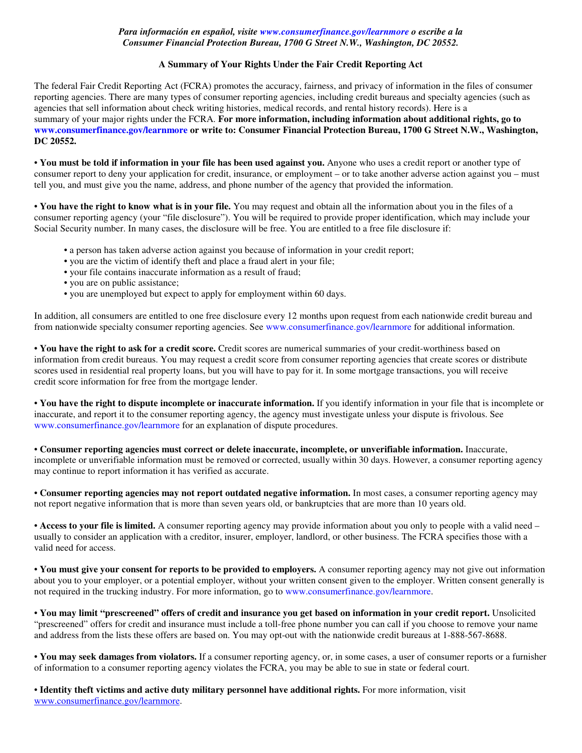*Para información en español, visite www.consumerfinance.gov/learnmore o escribe a la Consumer Financial Protection Bureau, 1700 G Street N.W., Washington, DC 20552.*

## A Summary of Your Rights Under the Fair Credit Reporting Act

The federal Fair Credit Reporting Act (FCRA) promotes the accuracy, fairness, and privacy of information in the files of consumer reporting agencies. There are many types of consumer reporting agencies, including credit bureaus and specialty agencies (such as agencies that sell information about check writing histories, medical records, and rental history records). Here is a summary of your major rights under the FCRA. **For more information, including information about additional rights, go to www.consumerfinance.gov/learnmore or write to: Consumer Financial Protection Bureau, 1700 G Street N.W., Washington, DC 20552.**

• **You must be told if information in your file has been used against you.** Anyone who uses a credit report or another type of consumer report to deny your application for credit, insurance, or employment – or to take another adverse action against you – must tell you, and must give you the name, address, and phone number of the agency that provided the information.

• **You have the right to know what is in your file.** You may request and obtain all the information about you in the files of a consumer reporting agency (your "file disclosure"). You will be required to provide proper identification, which may include your Social Security number. In many cases, the disclosure will be free. You are entitled to a free file disclosure if:

- a person has taken adverse action against you because of information in your credit report;
- you are the victim of identify theft and place a fraud alert in your file;
- your file contains inaccurate information as a result of fraud;
- you are on public assistance;
- you are unemployed but expect to apply for employment within 60 days.

In addition, all consumers are entitled to one free disclosure every 12 months upon request from each nationwide credit bureau and from nationwide specialty consumer reporting agencies. See www.consumerfinance.gov/learnmore for additional information.

• **You have the right to ask for a credit score.** Credit scores are numerical summaries of your credit-worthiness based on information from credit bureaus. You may request a credit score from consumer reporting agencies that create scores or distribute scores used in residential real property loans, but you will have to pay for it. In some mortgage transactions, you will receive credit score information for free from the mortgage lender.

• **You have the right to dispute incomplete or inaccurate information.** If you identify information in your file that is incomplete or inaccurate, and report it to the consumer reporting agency, the agency must investigate unless your dispute is frivolous. See www.consumerfinance.gov/learnmore for an explanation of dispute procedures.

• **Consumer reporting agencies must correct or delete inaccurate, incomplete, or unverifiable information.** Inaccurate, incomplete or unverifiable information must be removed or corrected, usually within 30 days. However, a consumer reporting agency may continue to report information it has verified as accurate.

• **Consumer reporting agencies may not report outdated negative information.** In most cases, a consumer reporting agency may not report negative information that is more than seven years old, or bankruptcies that are more than 10 years old.

• **Access to your file is limited.** A consumer reporting agency may provide information about you only to people with a valid need – usually to consider an application with a creditor, insurer, employer, landlord, or other business. The FCRA specifies those with a valid need for access.

• **You must give your consent for reports to be provided to employers.** A consumer reporting agency may not give out information about you to your employer, or a potential employer, without your written consent given to the employer. Written consent generally is not required in the trucking industry. For more information, go to www.consumerfinance.gov/learnmore.

• **You may limit "prescreened" offers of credit and insurance you get based on information in your credit report.** Unsolicited "prescreened" offers for credit and insurance must include a toll-free phone number you can call if you choose to remove your name and address from the lists these offers are based on. You may opt-out with the nationwide credit bureaus at 1-888-567-8688.

• **You may seek damages from violators.** If a consumer reporting agency, or, in some cases, a user of consumer reports or a furnisher of information to a consumer reporting agency violates the FCRA, you may be able to sue in state or federal court.

• **Identity theft victims and active duty military personnel have additional rights.** For more information, visit www.consumerfinance.gov/learnmore.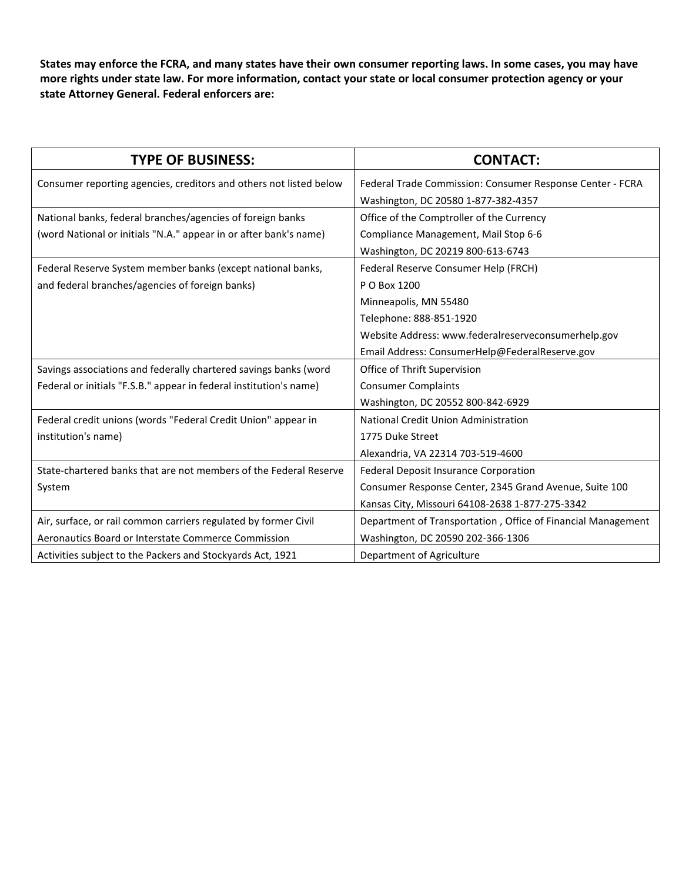**States may enforce the FCRA, and many states have their own consumer reporting laws. In some cases, you may have more rights under state law. For more information, contact your state or local consumer protection agency or your state Attorney General. Federal enforcers are:**

| TYPE OF BUSINESS: | CONTACT: |
|---|---|
| Consumer reporting agencies, creditors and others not listed below | Federal Trade Commission: Consumer Response Center - FCRA<br>Washington, DC 20580 1-877-382-4357 |
| National banks, federal branches/agencies of foreign banks (word National or initials "N.A." appear in or after bank's name) | Office of the Comptroller of the Currency<br>Compliance Management, Mail Stop 6-6<br>Washington, DC 20219 800-613-6743 |
| Federal Reserve System member banks (except national banks, and federal branches/agencies of foreign banks) | Federal Reserve Consumer Help (FRCH)<br>P O Box 1200<br>Minneapolis, MN 55480<br>Telephone: 888-851-1920<br>Website Address: www.federalreserveconsumerhelp.gov<br>Email Address: ConsumerHelp@FederalReserve.gov |
| Savings associations and federally chartered savings banks (word Federal or initials "F.S.B." appear in federal institution's name) | Office of Thrift Supervision<br>Consumer Complaints<br>Washington, DC 20552 800-842-6929 |
| Federal credit unions (words "Federal Credit Union" appear in institution's name) | National Credit Union Administration<br>1775 Duke Street<br>Alexandria, VA 22314 703-519-4600 |
| State-chartered banks that are not members of the Federal Reserve System | Federal Deposit Insurance Corporation<br>Consumer Response Center, 2345 Grand Avenue, Suite 100<br>Kansas City, Missouri 64108-2638 1-877-275-3342 |
| Air, surface, or rail common carriers regulated by former Civil Aeronautics Board or Interstate Commerce Commission | Department of Transportation , Office of Financial Management<br>Washington, DC 20590 202-366-1306 |
| Activities subject to the Packers and Stockyards Act, 1921 | Department of Agriculture |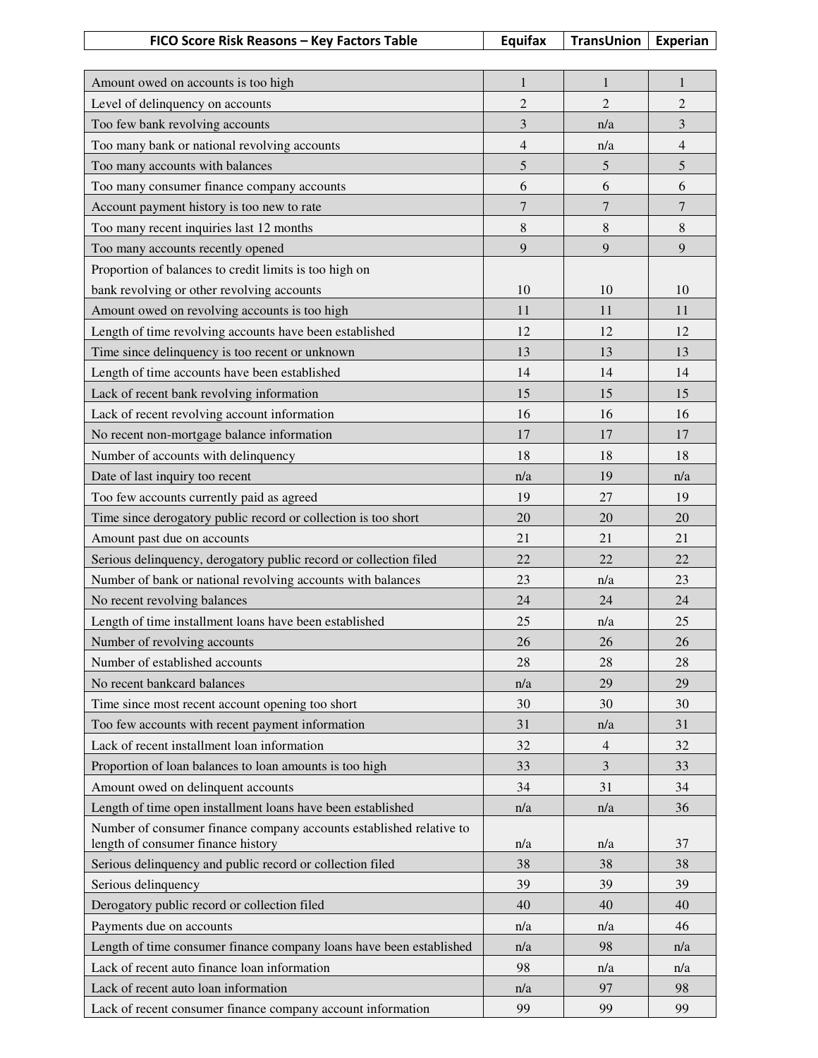| FICO Score Risk Reasons – Key Factors Table | Equifax | TransUnion | Experian |
| --- | --- | --- | --- |
| Amount owed on accounts is too high | 1 | 1 | 1 |
| Level of delinquency on accounts | 2 | 2 | 2 |
| Too few bank revolving accounts | 3 | n/a | 3 |
| Too many bank or national revolving accounts | 4 | n/a | 4 |
| Too many accounts with balances | 5 | 5 | 5 |
| Too many consumer finance company accounts | 6 | 6 | 6 |
| Account payment history is too new to rate | 7 | 7 | 7 |
| Too many recent inquiries last 12 months | 8 | 8 | 8 |
| Too many accounts recently opened | 9 | 9 | 9 |
| Proportion of balances to credit limits is too high on bank revolving or other revolving accounts | 10 | 10 | 10 |
| Amount owed on revolving accounts is too high | 11 | 11 | 11 |
| Length of time revolving accounts have been established | 12 | 12 | 12 |
| Time since delinquency is too recent or unknown | 13 | 13 | 13 |
| Length of time accounts have been established | 14 | 14 | 14 |
| Lack of recent bank revolving information | 15 | 15 | 15 |
| Lack of recent revolving account information | 16 | 16 | 16 |
| No recent non-mortgage balance information | 17 | 17 | 17 |
| Number of accounts with delinquency | 18 | 18 | 18 |
| Date of last inquiry too recent | n/a | 19 | n/a |
| Too few accounts currently paid as agreed | 19 | 27 | 19 |
| Time since derogatory public record or collection is too short | 20 | 20 | 20 |
| Amount past due on accounts | 21 | 21 | 21 |
| Serious delinquency, derogatory public record or collection filed | 22 | 22 | 22 |
| Number of bank or national revolving accounts with balances | 23 | n/a | 23 |
| No recent revolving balances | 24 | 24 | 24 |
| Length of time installment loans have been established | 25 | n/a | 25 |
| Number of revolving accounts | 26 | 26 | 26 |
| Number of established accounts | 28 | 28 | 28 |
| No recent bankcard balances | n/a | 29 | 29 |
| Time since most recent account opening too short | 30 | 30 | 30 |
| Too few accounts with recent payment information | 31 | n/a | 31 |
| Lack of recent installment loan information | 32 | 4 | 32 |
| Proportion of loan balances to loan amounts is too high | 33 | 3 | 33 |
| Amount owed on delinquent accounts | 34 | 31 | 34 |
| Length of time open installment loans have been established | n/a | n/a | 36 |
| Number of consumer finance company accounts established relative to length of consumer finance history | n/a | n/a | 37 |
| Serious delinquency and public record or collection filed | 38 | 38 | 38 |
| Serious delinquency | 39 | 39 | 39 |
| Derogatory public record or collection filed | 40 | 40 | 40 |
| Payments due on accounts | n/a | n/a | 46 |
| Length of time consumer finance company loans have been established | n/a | 98 | n/a |
| Lack of recent auto finance loan information | 98 | n/a | n/a |
| Lack of recent auto loan information | n/a | 97 | 98 |
| Lack of recent consumer finance company account information | 99 | 99 | 99 |